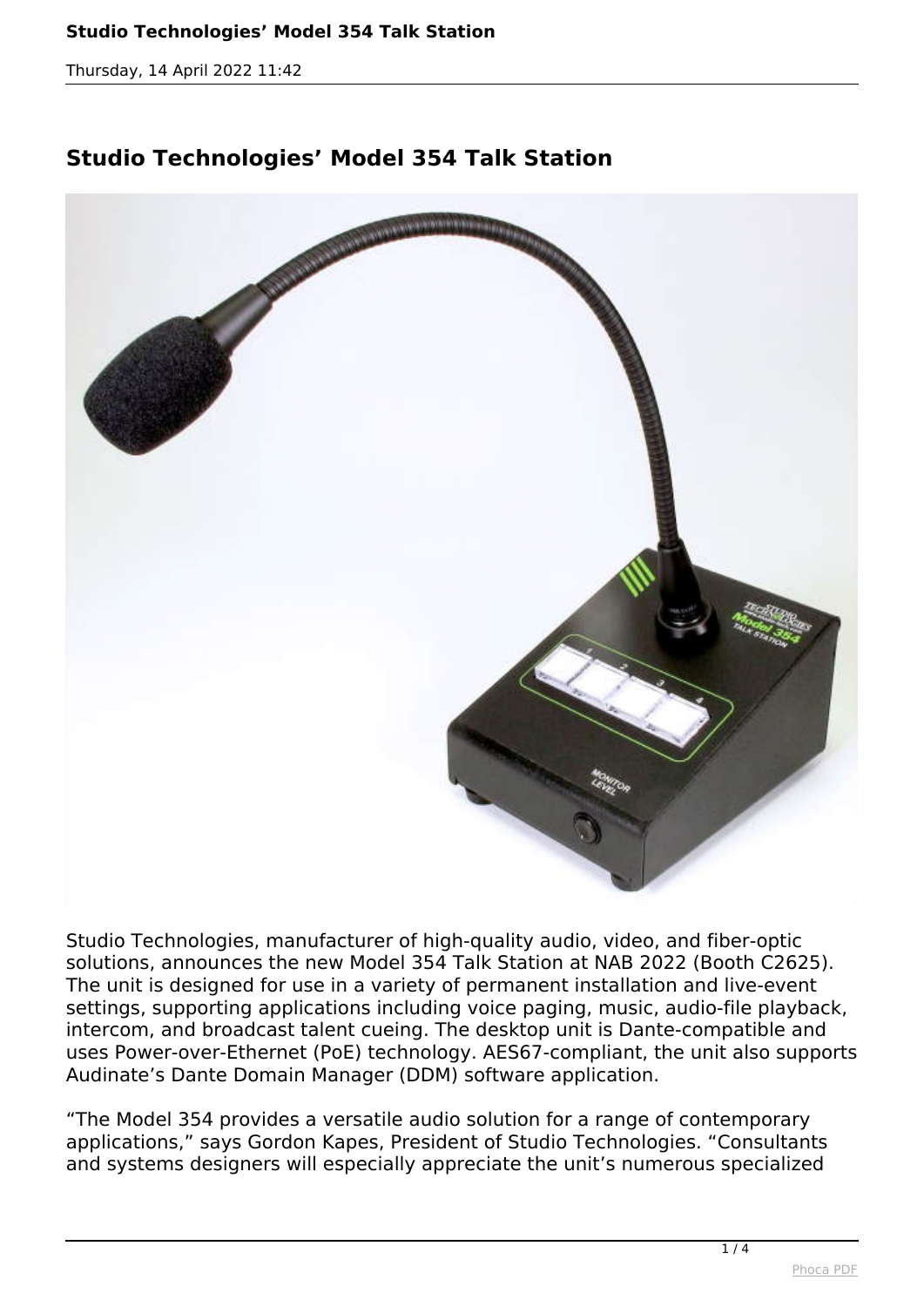## Studio Technologies' Model 354 Talk Station

Studio Technologies, manufacturer of high-quality audio, video, and fiber-optic solutions, announces the new Model 354 Talk Station at NAB 2022 (Booth C2625). The unit is designed for use in a variety of permanent installation and live-event settings, supporting applications including voice paging, music, audio-file playback, intercom, and broadcast talent cueing. The desktop unit is Dante-compatible and uses Power-over-Ethernet (PoE) technology. AES67-compliant, the unit also supports Audinate's Dante Domain Manager (DDM) software application.

"The Model 354 provides a versatile audio solution for a range of contemporary applications," says Gordon Kapes, President of Studio Technologies. "Consultants and systems designers will especially appreciate the unit's numerous specialized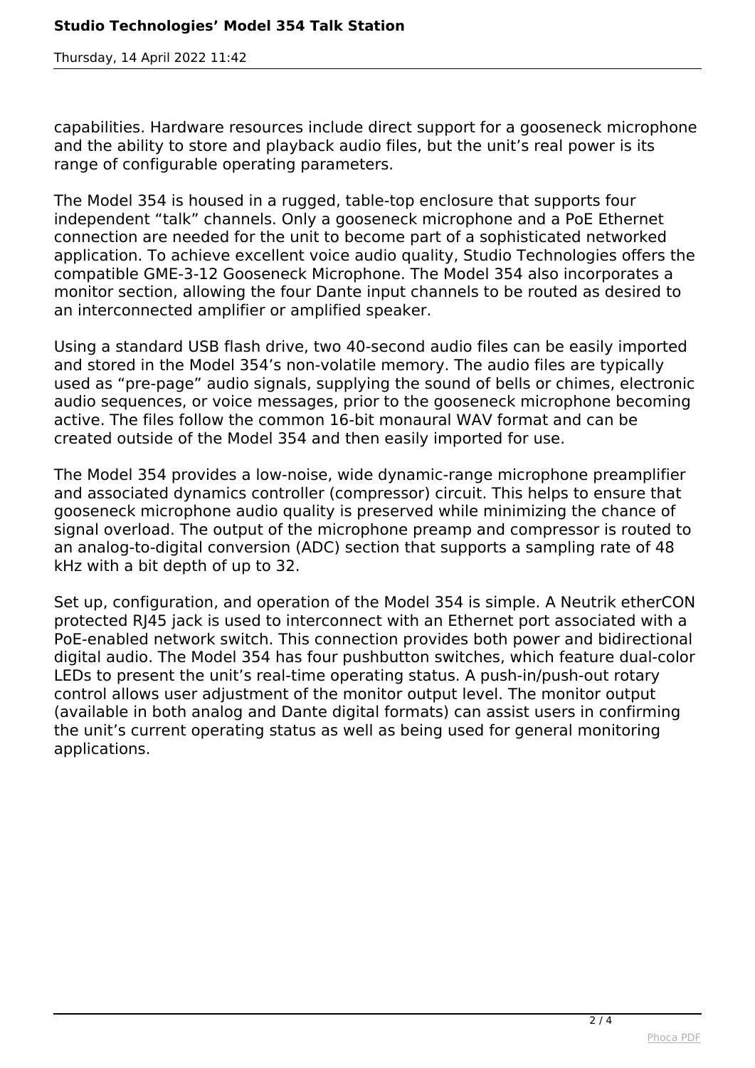capabilities. Hardware resources include direct support for a gooseneck microphone and the ability to store and playback audio files, but the unit's real power is its range of configurable operating parameters.

The Model 354 is housed in a rugged, table-top enclosure that supports four independent "talk" channels. Only a gooseneck microphone and a PoE Ethernet connection are needed for the unit to become part of a sophisticated networked application. To achieve excellent voice audio quality, Studio Technologies offers the compatible GME-3-12 Gooseneck Microphone. The Model 354 also incorporates a monitor section, allowing the four Dante input channels to be routed as desired to an interconnected amplifier or amplified speaker.

Using a standard USB flash drive, two 40-second audio files can be easily imported and stored in the Model 354's non-volatile memory. The audio files are typically used as "pre-page" audio signals, supplying the sound of bells or chimes, electronic audio sequences, or voice messages, prior to the gooseneck microphone becoming active. The files follow the common 16-bit monaural WAV format and can be created outside of the Model 354 and then easily imported for use.

The Model 354 provides a low-noise, wide dynamic-range microphone preamplifier and associated dynamics controller (compressor) circuit. This helps to ensure that gooseneck microphone audio quality is preserved while minimizing the chance of signal overload. The output of the microphone preamp and compressor is routed to an analog-to-digital conversion (ADC) section that supports a sampling rate of 48 kHz with a bit depth of up to 32.

Set up, configuration, and operation of the Model 354 is simple. A Neutrik etherCON protected RJ45 jack is used to interconnect with an Ethernet port associated with a PoE-enabled network switch. This connection provides both power and bidirectional digital audio. The Model 354 has four pushbutton switches, which feature dual-color LEDs to present the unit's real-time operating status. A push-in/push-out rotary control allows user adjustment of the monitor output level. The monitor output (available in both analog and Dante digital formats) can assist users in confirming the unit's current operating status as well as being used for general monitoring applications.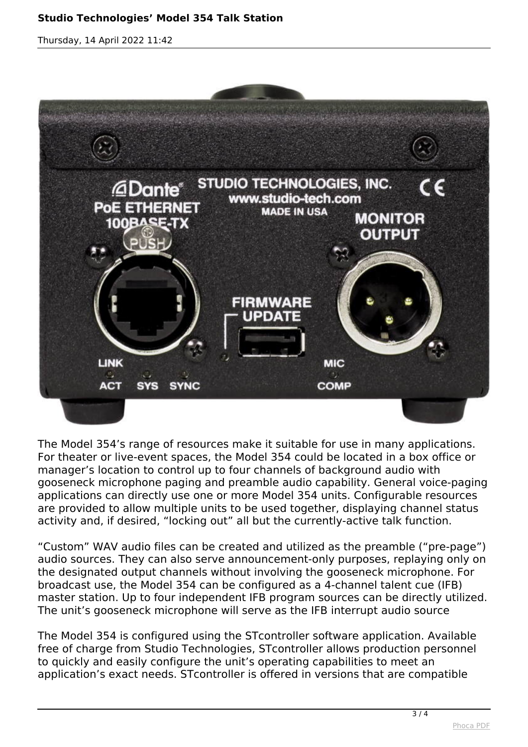The Model 354's range of resources make it suitable for use in many applications. For theater or live-event spaces, the Model 354 could be located in a box office or manager's location to control up to four channels of background audio with gooseneck microphone paging and preamble audio capability. General voice-paging applications can directly use one or more Model 354 units. Configurable resources are provided to allow multiple units to be used together, displaying channel status activity and, if desired, "locking out" all but the currently-active talk function.

"Custom" WAV audio files can be created and utilized as the preamble ("pre-page") audio sources. They can also serve announcement-only purposes, replaying only on the designated output channels without involving the gooseneck microphone. For broadcast use, the Model 354 can be configured as a 4-channel talent cue (IFB) master station. Up to four independent IFB program sources can be directly utilized. The unit's gooseneck microphone will serve as the IFB interrupt audio source

The Model 354 is configured using the STcontroller software application. Available free of charge from Studio Technologies, STcontroller allows production personnel to quickly and easily configure the unit's operating capabilities to meet an application's exact needs. STcontroller is offered in versions that are compatible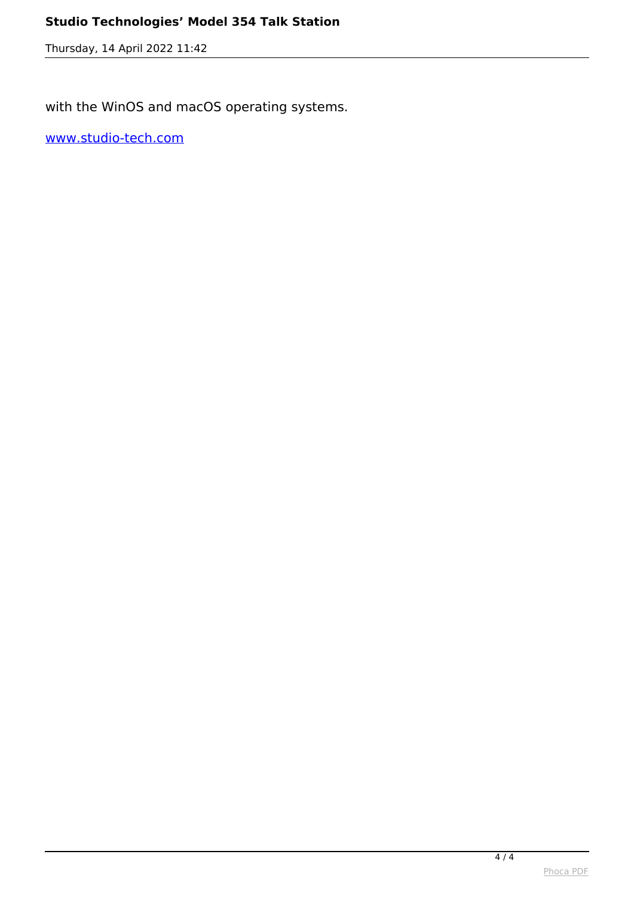with the WinOS and macOS operating systems.

[www.studio-tech.com](http://www.studio-tech.com)